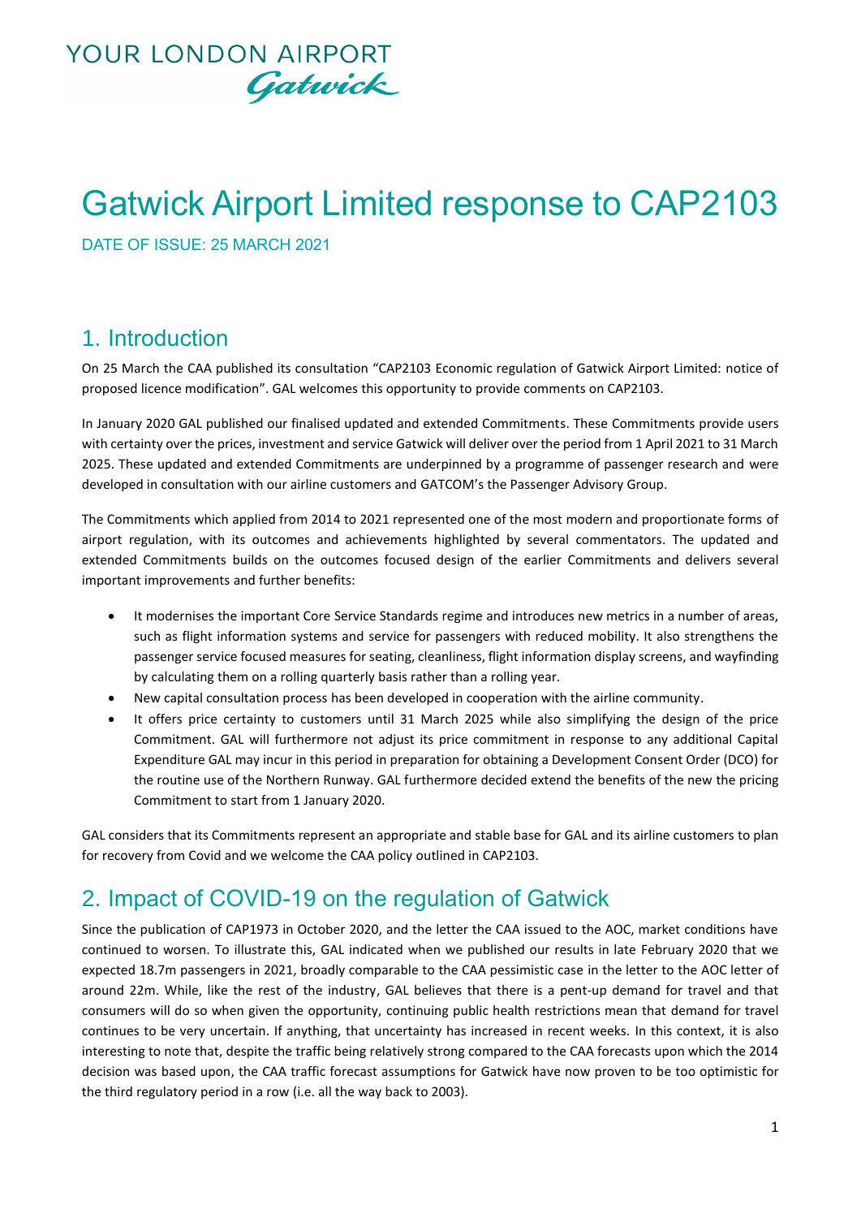YOUR LONDON AIRPORT
Gatwick

# Gatwick Airport Limited response to CAP2103

DATE OF ISSUE: 25 MARCH 2021

## 1. Introduction

On 25 March the CAA published its consultation "CAP2103 Economic regulation of Gatwick Airport Limited: notice of proposed licence modification". GAL welcomes this opportunity to provide comments on CAP2103.

In January 2020 GAL published our finalised updated and extended Commitments. These Commitments provide users with certainty over the prices, investment and service Gatwick will deliver over the period from 1 April 2021 to 31 March 2025. These updated and extended Commitments are underpinned by a programme of passenger research and were developed in consultation with our airline customers and GATCOM's the Passenger Advisory Group.

The Commitments which applied from 2014 to 2021 represented one of the most modern and proportionate forms of airport regulation, with its outcomes and achievements highlighted by several commentators. The updated and extended Commitments builds on the outcomes focused design of the earlier Commitments and delivers several important improvements and further benefits:

- It modernises the important Core Service Standards regime and introduces new metrics in a number of areas, such as flight information systems and service for passengers with reduced mobility. It also strengthens the passenger service focused measures for seating, cleanliness, flight information display screens, and wayfinding by calculating them on a rolling quarterly basis rather than a rolling year.
- New capital consultation process has been developed in cooperation with the airline community.
- It offers price certainty to customers until 31 March 2025 while also simplifying the design of the price Commitment. GAL will furthermore not adjust its price commitment in response to any additional Capital Expenditure GAL may incur in this period in preparation for obtaining a Development Consent Order (DCO) for the routine use of the Northern Runway. GAL furthermore decided extend the benefits of the new the pricing Commitment to start from 1 January 2020.

GAL considers that its Commitments represent an appropriate and stable base for GAL and its airline customers to plan for recovery from Covid and we welcome the CAA policy outlined in CAP2103.

## 2. Impact of COVID-19 on the regulation of Gatwick

Since the publication of CAP1973 in October 2020, and the letter the CAA issued to the AOC, market conditions have continued to worsen. To illustrate this, GAL indicated when we published our results in late February 2020 that we expected 18.7m passengers in 2021, broadly comparable to the CAA pessimistic case in the letter to the AOC letter of around 22m. While, like the rest of the industry, GAL believes that there is a pent-up demand for travel and that consumers will do so when given the opportunity, continuing public health restrictions mean that demand for travel continues to be very uncertain. If anything, that uncertainty has increased in recent weeks. In this context, it is also interesting to note that, despite the traffic being relatively strong compared to the CAA forecasts upon which the 2014 decision was based upon, the CAA traffic forecast assumptions for Gatwick have now proven to be too optimistic for the third regulatory period in a row (i.e. all the way back to 2003).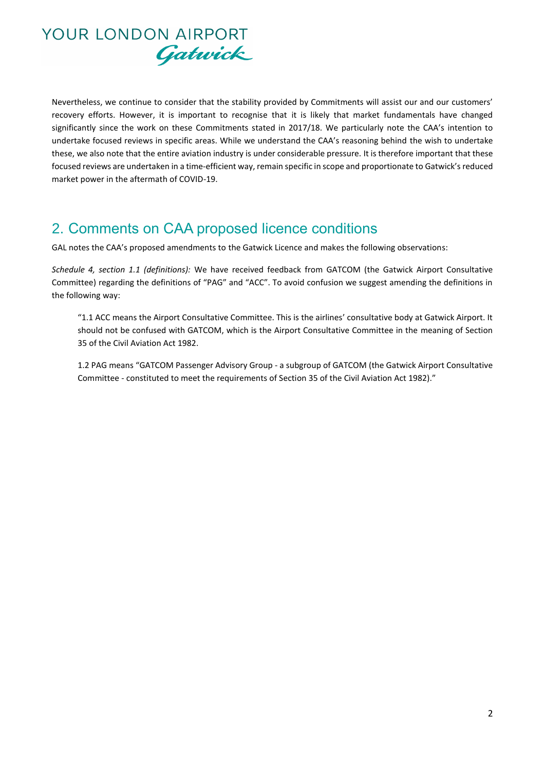Nevertheless, we continue to consider that the stability provided by Commitments will assist our and our customers' recovery efforts. However, it is important to recognise that it is likely that market fundamentals have changed significantly since the work on these Commitments stated in 2017/18. We particularly note the CAA's intention to undertake focused reviews in specific areas. While we understand the CAA's reasoning behind the wish to undertake these, we also note that the entire aviation industry is under considerable pressure. It is therefore important that these focused reviews are undertaken in a time-efficient way, remain specific in scope and proportionate to Gatwick's reduced market power in the aftermath of COVID-19.

## 2. Comments on CAA proposed licence conditions

GAL notes the CAA's proposed amendments to the Gatwick Licence and makes the following observations:

*Schedule 4, section 1.1 (definitions):* We have received feedback from GATCOM (the Gatwick Airport Consultative Committee) regarding the definitions of "PAG" and "ACC". To avoid confusion we suggest amending the definitions in the following way:

> "1.1 ACC means the Airport Consultative Committee. This is the airlines' consultative body at Gatwick Airport. It should not be confused with GATCOM, which is the Airport Consultative Committee in the meaning of Section 35 of the Civil Aviation Act 1982.
>
> 1.2 PAG means "GATCOM Passenger Advisory Group - a subgroup of GATCOM (the Gatwick Airport Consultative Committee - constituted to meet the requirements of Section 35 of the Civil Aviation Act 1982)."